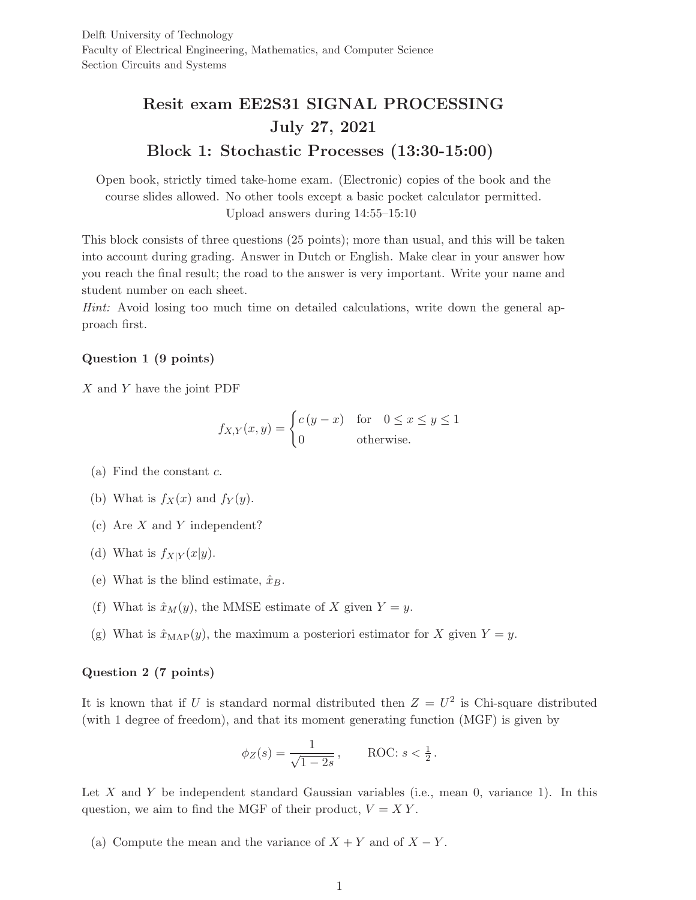Delft University of Technology
Faculty of Electrical Engineering, Mathematics, and Computer Science
Section Circuits and Systems

# Resit exam EE2S31 SIGNAL PROCESSING
# July 27, 2021
# Block 1: Stochastic Processes (13:30-15:00)

Open book, strictly timed take-home exam. (Electronic) copies of the book and the course slides allowed. No other tools except a basic pocket calculator permitted. Upload answers during 14:55–15:10

This block consists of three questions (25 points); more than usual, and this will be taken into account during grading. Answer in Dutch or English. Make clear in your answer how you reach the final result; the road to the answer is very important. Write your name and student number on each sheet.

*Hint:* Avoid losing too much time on detailed calculations, write down the general approach first.

### Question 1 (9 points)

$X$ and $Y$ have the joint PDF

$$f_{X,Y}(x,y) = \begin{cases} c\,(y-x) & \text{for} \quad 0 \le x \le y \le 1 \\ 0 & \text{otherwise.} \end{cases}$$

(a) Find the constant $c$.

(b) What is $f_X(x)$ and $f_Y(y)$.

(c) Are $X$ and $Y$ independent?

(d) What is $f_{X|Y}(x|y)$.

(e) What is the blind estimate, $\hat{x}_B$.

(f) What is $\hat{x}_M(y)$, the MMSE estimate of $X$ given $Y = y$.

(g) What is $\hat{x}_{\text{MAP}}(y)$, the maximum a posteriori estimator for $X$ given $Y = y$.

### Question 2 (7 points)

It is known that if $U$ is standard normal distributed then $Z = U^2$ is Chi-square distributed (with 1 degree of freedom), and that its moment generating function (MGF) is given by

$$\phi_Z(s) = \frac{1}{\sqrt{1-2s}}\,, \qquad \text{ROC: } s < \tfrac{1}{2}\,.$$

Let $X$ and $Y$ be independent standard Gaussian variables (i.e., mean 0, variance 1). In this question, we aim to find the MGF of their product, $V = X\,Y$.

(a) Compute the mean and the variance of $X + Y$ and of $X - Y$.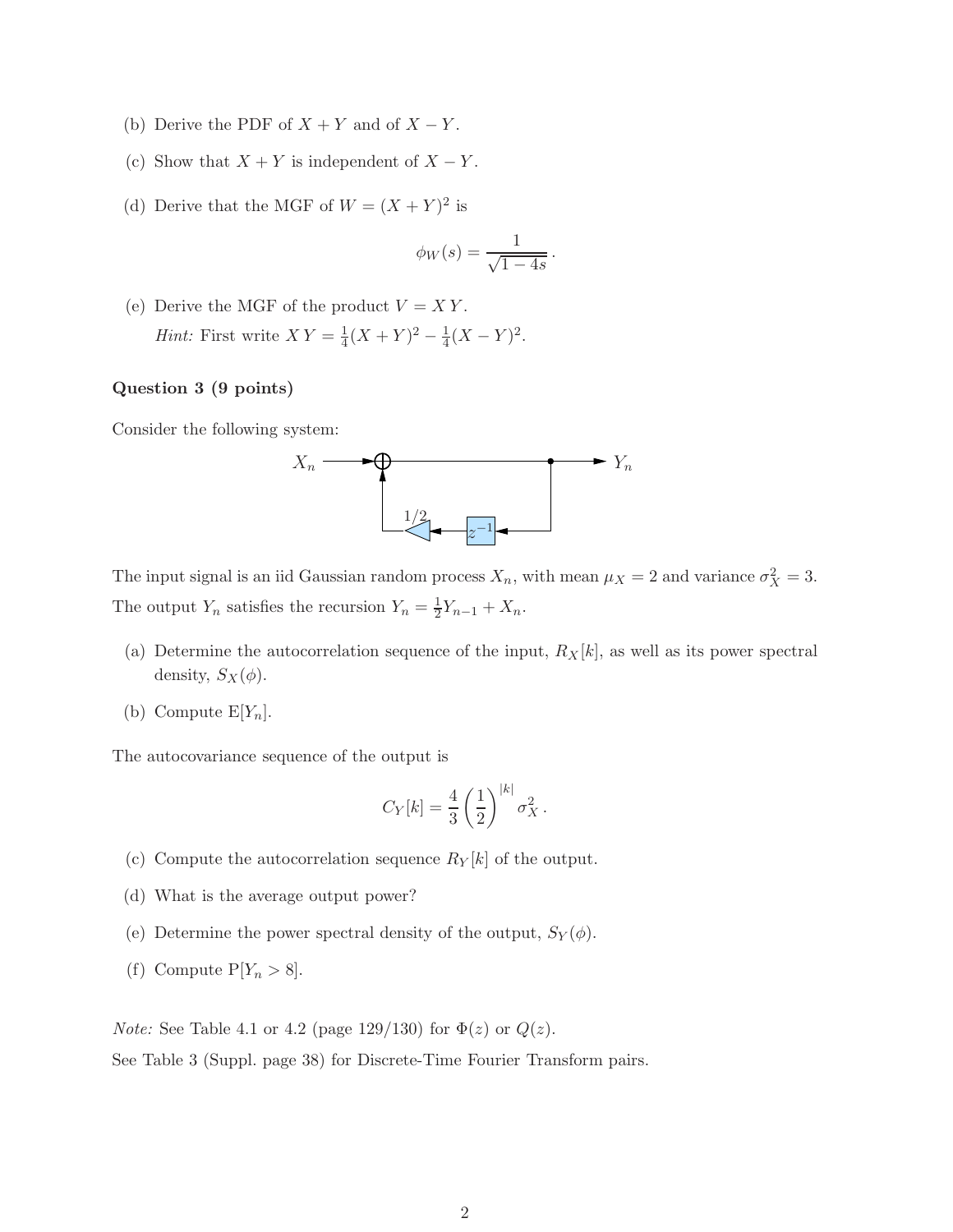(b) Derive the PDF of $X + Y$ and of $X - Y$.

(c) Show that $X + Y$ is independent of $X - Y$.

(d) Derive that the MGF of $W = (X + Y)^2$ is

$$\phi_W(s) = \frac{1}{\sqrt{1 - 4s}}.$$

(e) Derive the MGF of the product $V = X\,Y$.
*Hint:* First write $X\,Y = \frac{1}{4}(X + Y)^2 - \frac{1}{4}(X - Y)^2$.

**Question 3 (9 points)**

Consider the following system:

$X_n$ → ⊕ → $Y_n$, with feedback from $Y_n$ through $z^{-1}$ and gain $1/2$ back into the adder.

The input signal is an iid Gaussian random process $X_n$, with mean $\mu_X = 2$ and variance $\sigma_X^2 = 3$. The output $Y_n$ satisfies the recursion $Y_n = \frac{1}{2}Y_{n-1} + X_n$.

(a) Determine the autocorrelation sequence of the input, $R_X[k]$, as well as its power spectral density, $S_X(\phi)$.

(b) Compute $\mathrm{E}[Y_n]$.

The autocovariance sequence of the output is

$$C_Y[k] = \frac{4}{3}\left(\frac{1}{2}\right)^{|k|}\sigma_X^2\,.$$

(c) Compute the autocorrelation sequence $R_Y[k]$ of the output.

(d) What is the average output power?

(e) Determine the power spectral density of the output, $S_Y(\phi)$.

(f) Compute $\mathrm{P}[Y_n > 8]$.

*Note:* See Table 4.1 or 4.2 (page 129/130) for $\Phi(z)$ or $Q(z)$.
See Table 3 (Suppl. page 38) for Discrete-Time Fourier Transform pairs.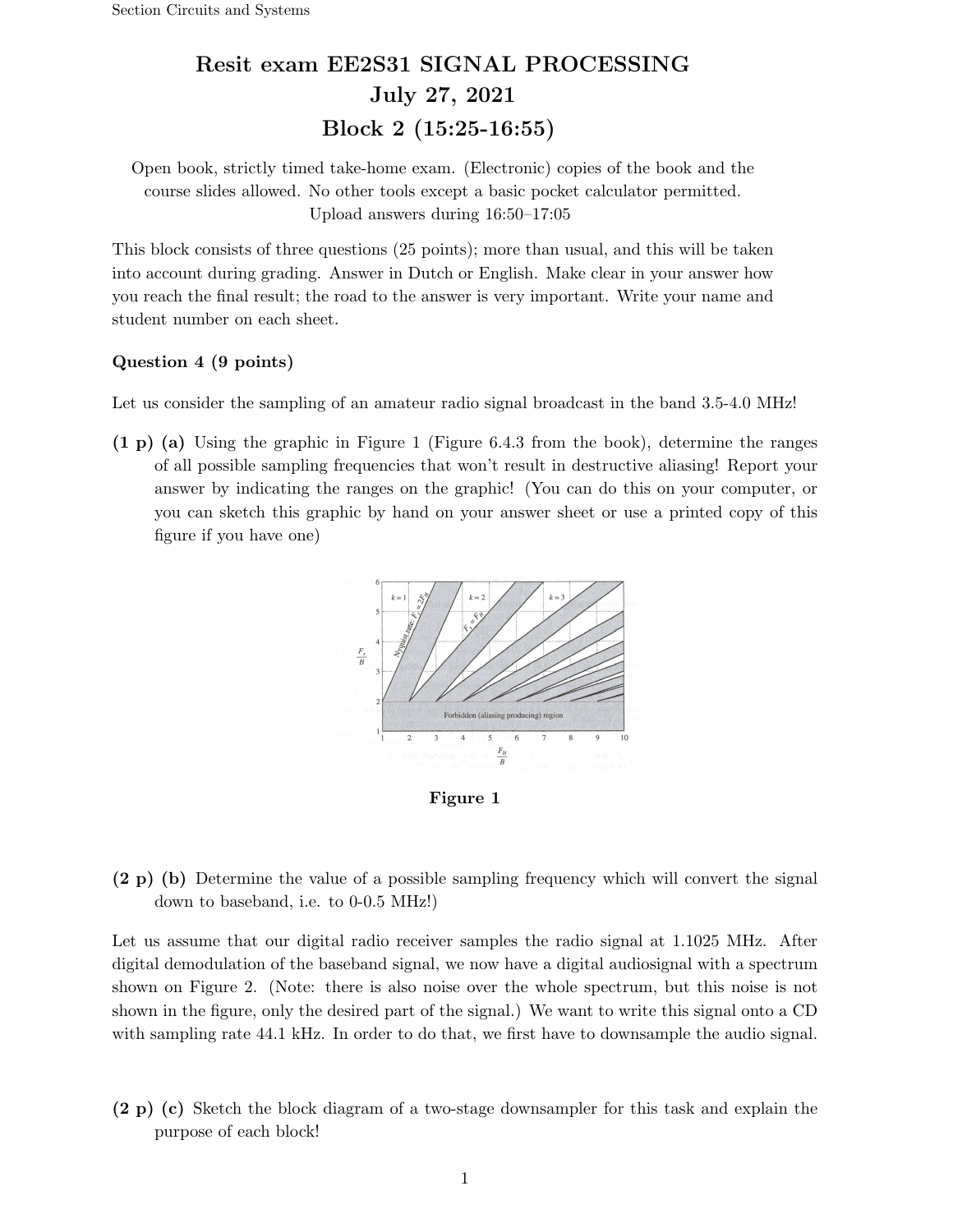# Resit exam EE2S31 SIGNAL PROCESSING
## July 27, 2021
## Block 2 (15:25-16:55)

Open book, strictly timed take-home exam. (Electronic) copies of the book and the course slides allowed. No other tools except a basic pocket calculator permitted. Upload answers during 16:50–17:05

This block consists of three questions (25 points); more than usual, and this will be taken into account during grading. Answer in Dutch or English. Make clear in your answer how you reach the final result; the road to the answer is very important. Write your name and student number on each sheet.

**Question 4 (9 points)**

Let us consider the sampling of an amateur radio signal broadcast in the band 3.5-4.0 MHz!

**(1 p) (a)** Using the graphic in Figure 1 (Figure 6.4.3 from the book), determine the ranges of all possible sampling frequencies that won't result in destructive aliasing! Report your answer by indicating the ranges on the graphic! (You can do this on your computer, or you can sketch this graphic by hand on your answer sheet or use a printed copy of this figure if you have one)

**Figure 1**

**(2 p) (b)** Determine the value of a possible sampling frequency which will convert the signal down to baseband, i.e. to 0-0.5 MHz!)

Let us assume that our digital radio receiver samples the radio signal at 1.1025 MHz. After digital demodulation of the baseband signal, we now have a digital audiosignal with a spectrum shown on Figure 2. (Note: there is also noise over the whole spectrum, but this noise is not shown in the figure, only the desired part of the signal.) We want to write this signal onto a CD with sampling rate 44.1 kHz. In order to do that, we first have to downsample the audio signal.

**(2 p) (c)** Sketch the block diagram of a two-stage downsampler for this task and explain the purpose of each block!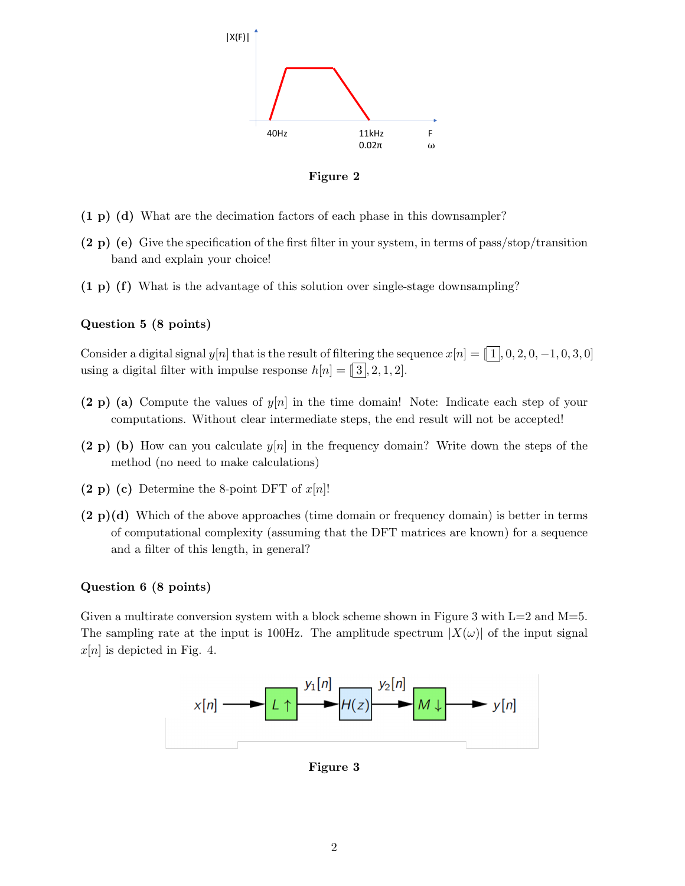|X(F)|

40Hz 11kHz 0.02π F ω

**Figure 2**

**(1 p) (d)** What are the decimation factors of each phase in this downsampler?

**(2 p) (e)** Give the specification of the first filter in your system, in terms of pass/stop/transition band and explain your choice!

**(1 p) (f)** What is the advantage of this solution over single-stage downsampling?

### Question 5 (8 points)

Consider a digital signal $y[n]$ that is the result of filtering the sequence $x[n] = [\boxed{1}, 0, 2, 0, -1, 0, 3, 0]$ using a digital filter with impulse response $h[n] = [\boxed{3}, 2, 1, 2]$.

**(2 p) (a)** Compute the values of $y[n]$ in the time domain! Note: Indicate each step of your computations. Without clear intermediate steps, the end result will not be accepted!

**(2 p) (b)** How can you calculate $y[n]$ in the frequency domain? Write down the steps of the method (no need to make calculations)

**(2 p) (c)** Determine the 8-point DFT of $x[n]$!

**(2 p)(d)** Which of the above approaches (time domain or frequency domain) is better in terms of computational complexity (assuming that the DFT matrices are known) for a sequence and a filter of this length, in general?

### Question 6 (8 points)

Given a multirate conversion system with a block scheme shown in Figure 3 with L=2 and M=5. The sampling rate at the input is 100Hz. The amplitude spectrum $|X(\omega)|$ of the input signal $x[n]$ is depicted in Fig. 4.

$x[n]$ → $L\uparrow$ → $y_1[n]$ → $H(z)$ → $y_2[n]$ → $M\downarrow$ → $y[n]$

**Figure 3**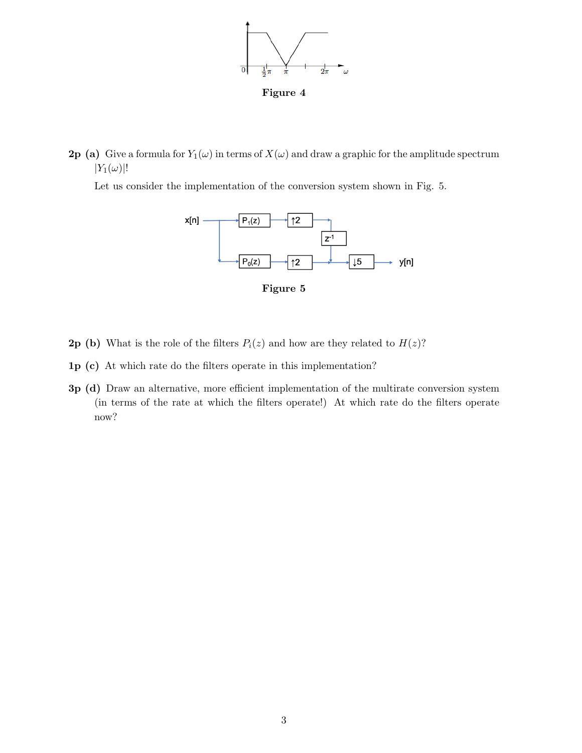0 $\frac{1}{2}\pi$ $\pi$ $2\pi$ $\omega$

**Figure 4**

**2p (a)** Give a formula for $Y_1(\omega)$ in terms of $X(\omega)$ and draw a graphic for the amplitude spectrum $|Y_1(\omega)|$!

Let us consider the implementation of the conversion system shown in Fig. 5.

x[n] $P_1(z)$ ↑2 $z^{-1}$ $P_0(z)$ ↑2 ↓5 y[n]

**Figure 5**

**2p (b)** What is the role of the filters $P_i(z)$ and how are they related to $H(z)$?

**1p (c)** At which rate do the filters operate in this implementation?

**3p (d)** Draw an alternative, more efficient implementation of the multirate conversion system (in terms of the rate at which the filters operate!) At which rate do the filters operate now?